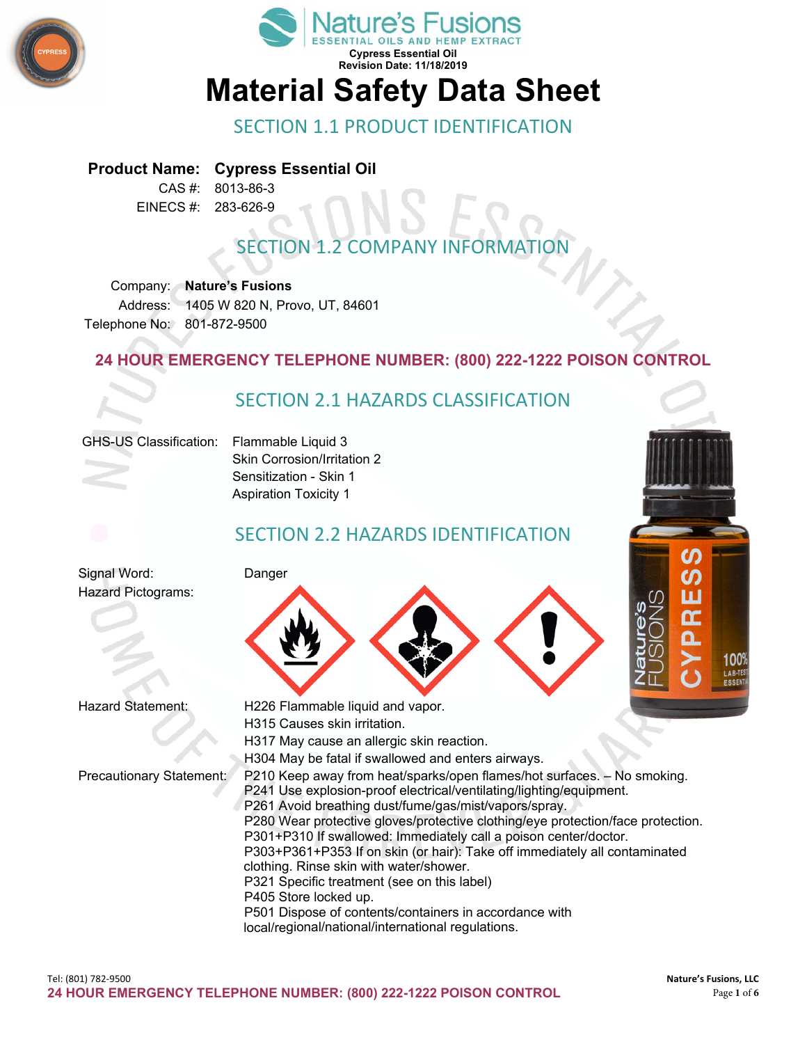Cypress Essential Oil
Revision Date: 11/18/2019

# Material Safety Data Sheet

## SECTION 1.1 PRODUCT IDENTIFICATION

**Product Name:** **Cypress Essential Oil**
CAS #: 8013-86-3
EINECS #: 283-626-9

## SECTION 1.2 COMPANY INFORMATION

Company: **Nature's Fusions**
Address: 1405 W 820 N, Provo, UT, 84601
Telephone No: 801-872-9500

**24 HOUR EMERGENCY TELEPHONE NUMBER: (800) 222-1222 POISON CONTROL**

## SECTION 2.1 HAZARDS CLASSIFICATION

GHS-US Classification:
- Flammable Liquid 3
- Skin Corrosion/Irritation 2
- Sensitization - Skin 1
- Aspiration Toxicity 1

## SECTION 2.2 HAZARDS IDENTIFICATION

Signal Word: Danger

Hazard Pictograms:

Hazard Statement:
- H226 Flammable liquid and vapor.
- H315 Causes skin irritation.
- H317 May cause an allergic skin reaction.
- H304 May be fatal if swallowed and enters airways.

Precautionary Statement:
- P210 Keep away from heat/sparks/open flames/hot surfaces. – No smoking.
- P241 Use explosion-proof electrical/ventilating/lighting/equipment.
- P261 Avoid breathing dust/fume/gas/mist/vapors/spray.
- P280 Wear protective gloves/protective clothing/eye protection/face protection.
- P301+P310 If swallowed: Immediately call a poison center/doctor.
- P303+P361+P353 If on skin (or hair): Take off immediately all contaminated clothing. Rinse skin with water/shower.
- P321 Specific treatment (see on this label)
- P405 Store locked up.
- P501 Dispose of contents/containers in accordance with local/regional/national/international regulations.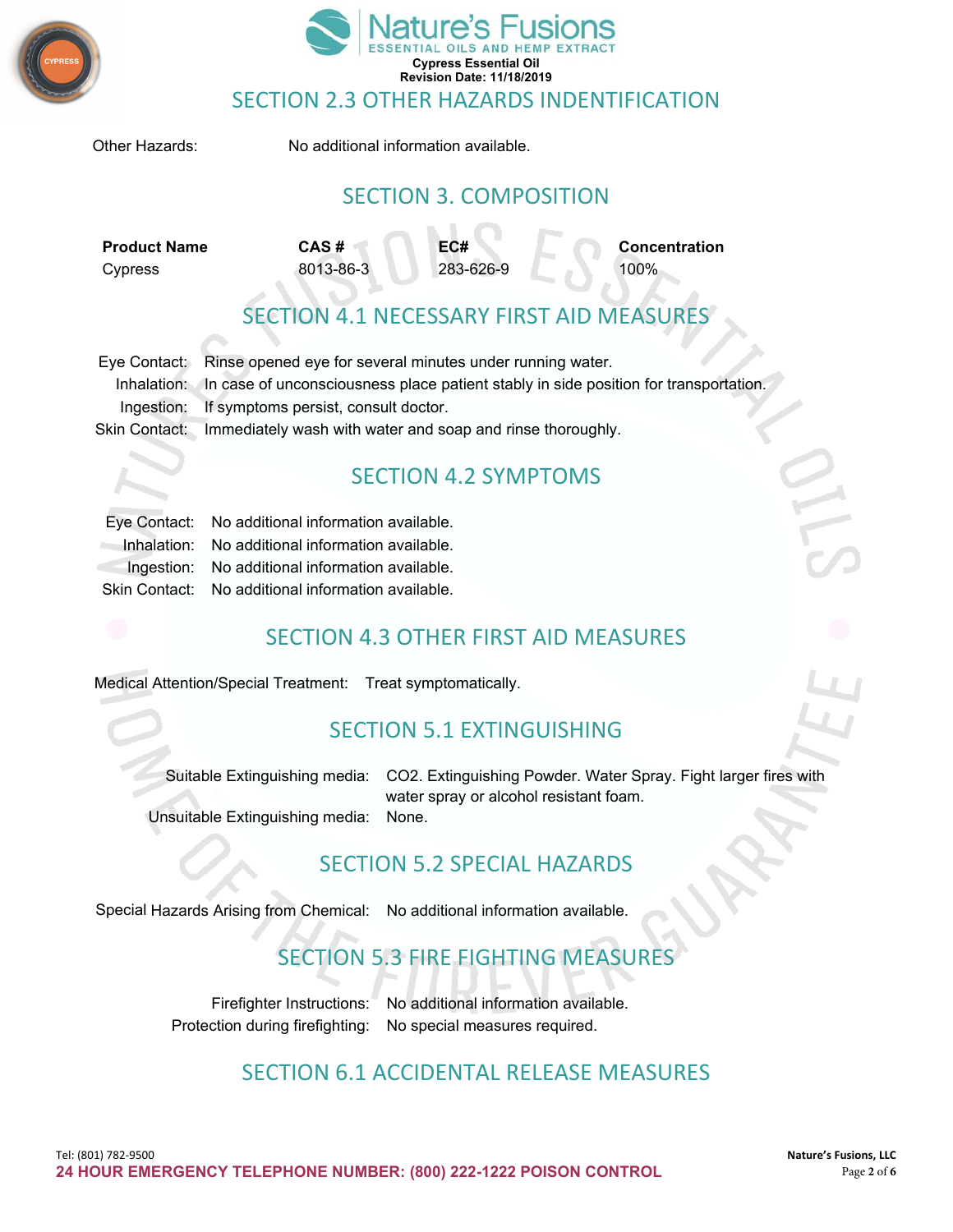## SECTION 2.3 OTHER HAZARDS INDENTIFICATION

Other Hazards: No additional information available.

## SECTION 3. COMPOSITION

| Product Name | CAS # | EC# | Concentration |
|---|---|---|---|
| Cypress | 8013-86-3 | 283-626-9 | 100% |

## SECTION 4.1 NECESSARY FIRST AID MEASURES

Eye Contact: Rinse opened eye for several minutes under running water.
Inhalation: In case of unconsciousness place patient stably in side position for transportation.
Ingestion: If symptoms persist, consult doctor.
Skin Contact: Immediately wash with water and soap and rinse thoroughly.

## SECTION 4.2 SYMPTOMS

Eye Contact: No additional information available.
Inhalation: No additional information available.
Ingestion: No additional information available.
Skin Contact: No additional information available.

## SECTION 4.3 OTHER FIRST AID MEASURES

Medical Attention/Special Treatment: Treat symptomatically.

## SECTION 5.1 EXTINGUISHING

Suitable Extinguishing media: $CO_2$. Extinguishing Powder. Water Spray. Fight larger fires with water spray or alcohol resistant foam.
Unsuitable Extinguishing media: None.

## SECTION 5.2 SPECIAL HAZARDS

Special Hazards Arising from Chemical: No additional information available.

## SECTION 5.3 FIRE FIGHTING MEASURES

Firefighter Instructions: No additional information available.
Protection during firefighting: No special measures required.

## SECTION 6.1 ACCIDENTAL RELEASE MEASURES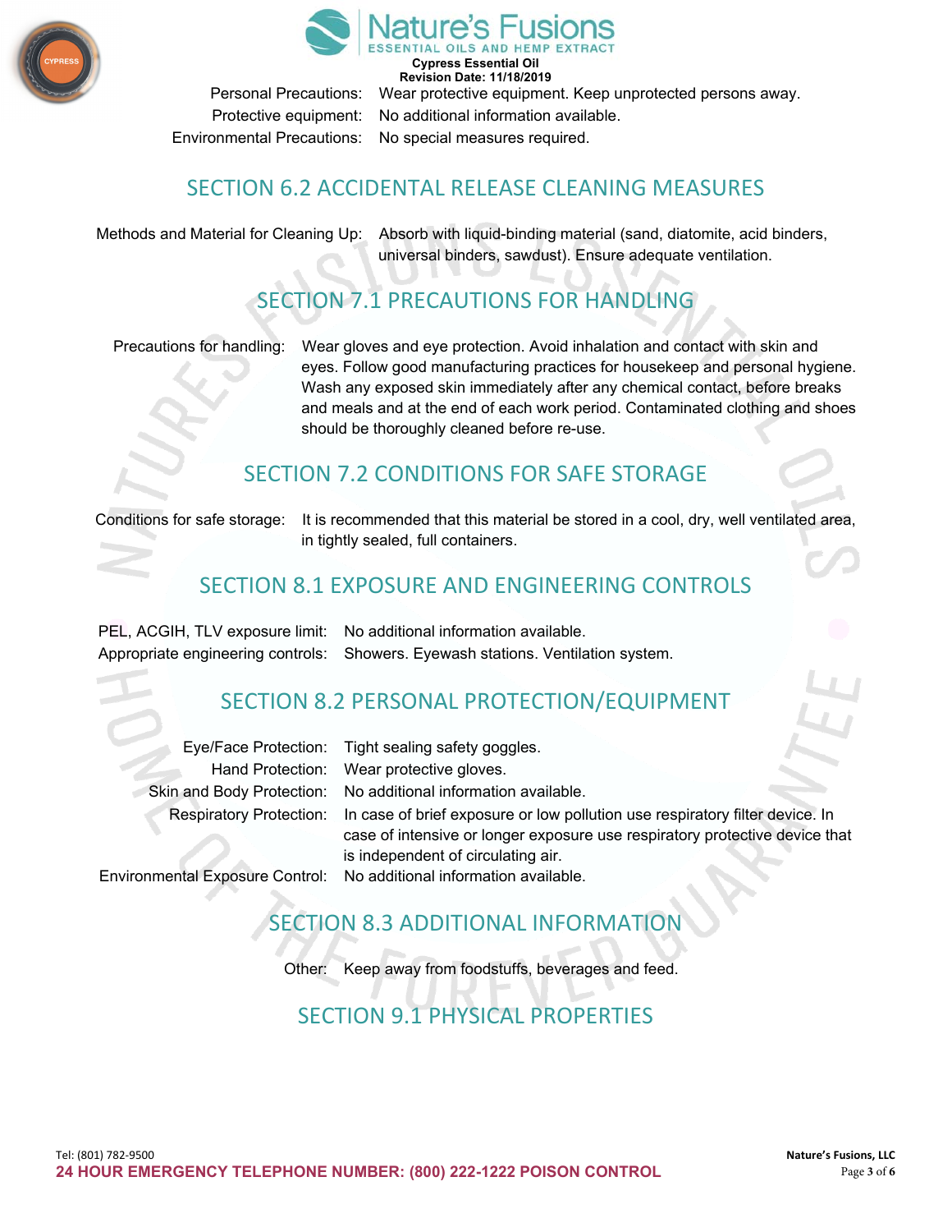| | |
|---|---|
| Personal Precautions: | Wear protective equipment. Keep unprotected persons away. |
| Protective equipment: | No additional information available. |
| Environmental Precautions: | No special measures required. |

## SECTION 6.2 ACCIDENTAL RELEASE CLEANING MEASURES

| | |
|---|---|
| Methods and Material for Cleaning Up: | Absorb with liquid-binding material (sand, diatomite, acid binders, universal binders, sawdust). Ensure adequate ventilation. |

## SECTION 7.1 PRECAUTIONS FOR HANDLING

| | |
|---|---|
| Precautions for handling: | Wear gloves and eye protection. Avoid inhalation and contact with skin and eyes. Follow good manufacturing practices for housekeep and personal hygiene. Wash any exposed skin immediately after any chemical contact, before breaks and meals and at the end of each work period. Contaminated clothing and shoes should be thoroughly cleaned before re-use. |

## SECTION 7.2 CONDITIONS FOR SAFE STORAGE

| | |
|---|---|
| Conditions for safe storage: | It is recommended that this material be stored in a cool, dry, well ventilated area, in tightly sealed, full containers. |

## SECTION 8.1 EXPOSURE AND ENGINEERING CONTROLS

| | |
|---|---|
| PEL, ACGIH, TLV exposure limit: | No additional information available. |
| Appropriate engineering controls: | Showers. Eyewash stations. Ventilation system. |

## SECTION 8.2 PERSONAL PROTECTION/EQUIPMENT

| | |
|---|---|
| Eye/Face Protection: | Tight sealing safety goggles. |
| Hand Protection: | Wear protective gloves. |
| Skin and Body Protection: | No additional information available. |
| Respiratory Protection: | In case of brief exposure or low pollution use respiratory filter device. In case of intensive or longer exposure use respiratory protective device that is independent of circulating air. |
| Environmental Exposure Control: | No additional information available. |

## SECTION 8.3 ADDITIONAL INFORMATION

| | |
|---|---|
| Other: | Keep away from foodstuffs, beverages and feed. |

## SECTION 9.1 PHYSICAL PROPERTIES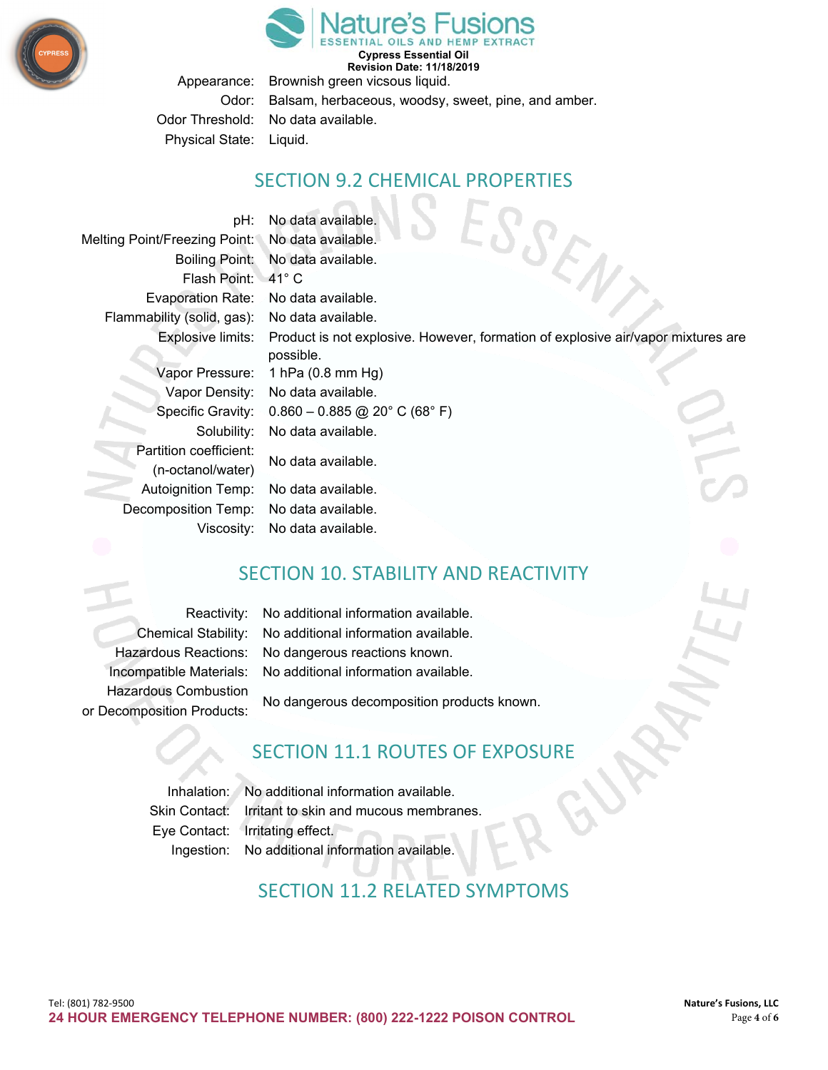| | |
|---|---|
| Appearance: | Brownish green vicsous liquid. |
| Odor: | Balsam, herbaceous, woodsy, sweet, pine, and amber. |
| Odor Threshold: | No data available. |
| Physical State: | Liquid. |

## SECTION 9.2 CHEMICAL PROPERTIES

| | |
|---|---|
| pH: | No data available. |
| Melting Point/Freezing Point: | No data available. |
| Boiling Point: | No data available. |
| Flash Point: | 41° C |
| Evaporation Rate: | No data available. |
| Flammability (solid, gas): | No data available. |
| Explosive limits: | Product is not explosive. However, formation of explosive air/vapor mixtures are possible. |
| Vapor Pressure: | 1 hPa (0.8 mm Hg) |
| Vapor Density: | No data available. |
| Specific Gravity: | 0.860 – 0.885 @ 20° C (68° F) |
| Solubility: | No data available. |
| Partition coefficient: (n-octanol/water) | No data available. |
| Autoignition Temp: | No data available. |
| Decomposition Temp: | No data available. |
| Viscosity: | No data available. |

## SECTION 10. STABILITY AND REACTIVITY

| | |
|---|---|
| Reactivity: | No additional information available. |
| Chemical Stability: | No additional information available. |
| Hazardous Reactions: | No dangerous reactions known. |
| Incompatible Materials: | No additional information available. |
| Hazardous Combustion or Decomposition Products: | No dangerous decomposition products known. |

## SECTION 11.1 ROUTES OF EXPOSURE

| | |
|---|---|
| Inhalation: | No additional information available. |
| Skin Contact: | Irritant to skin and mucous membranes. |
| Eye Contact: | Irritating effect. |
| Ingestion: | No additional information available. |

## SECTION 11.2 RELATED SYMPTOMS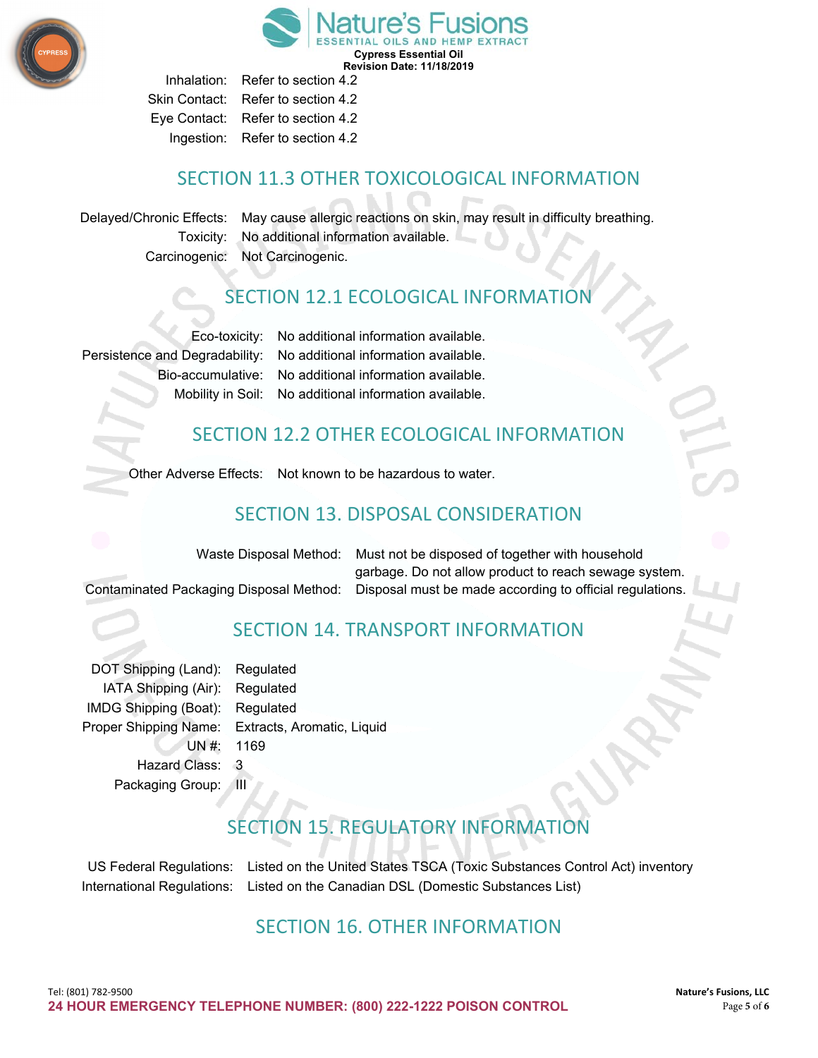| | |
|---|---|
| Inhalation: | Refer to section 4.2 |
| Skin Contact: | Refer to section 4.2 |
| Eye Contact: | Refer to section 4.2 |
| Ingestion: | Refer to section 4.2 |

## SECTION 11.3 OTHER TOXICOLOGICAL INFORMATION

| | |
|---|---|
| Delayed/Chronic Effects: | May cause allergic reactions on skin, may result in difficulty breathing. |
| Toxicity: | No additional information available. |
| Carcinogenic: | Not Carcinogenic. |

## SECTION 12.1 ECOLOGICAL INFORMATION

| | |
|---|---|
| Eco-toxicity: | No additional information available. |
| Persistence and Degradability: | No additional information available. |
| Bio-accumulative: | No additional information available. |
| Mobility in Soil: | No additional information available. |

## SECTION 12.2 OTHER ECOLOGICAL INFORMATION

| | |
|---|---|
| Other Adverse Effects: | Not known to be hazardous to water. |

## SECTION 13. DISPOSAL CONSIDERATION

| | |
|---|---|
| Waste Disposal Method: | Must not be disposed of together with household garbage. Do not allow product to reach sewage system. |
| Contaminated Packaging Disposal Method: | Disposal must be made according to official regulations. |

## SECTION 14. TRANSPORT INFORMATION

| | |
|---|---|
| DOT Shipping (Land): | Regulated |
| IATA Shipping (Air): | Regulated |
| IMDG Shipping (Boat): | Regulated |
| Proper Shipping Name: | Extracts, Aromatic, Liquid |
| UN #: | 1169 |
| Hazard Class: | 3 |
| Packaging Group: | III |

## SECTION 15. REGULATORY INFORMATION

| | |
|---|---|
| US Federal Regulations: | Listed on the United States TSCA (Toxic Substances Control Act) inventory |
| International Regulations: | Listed on the Canadian DSL (Domestic Substances List) |

## SECTION 16. OTHER INFORMATION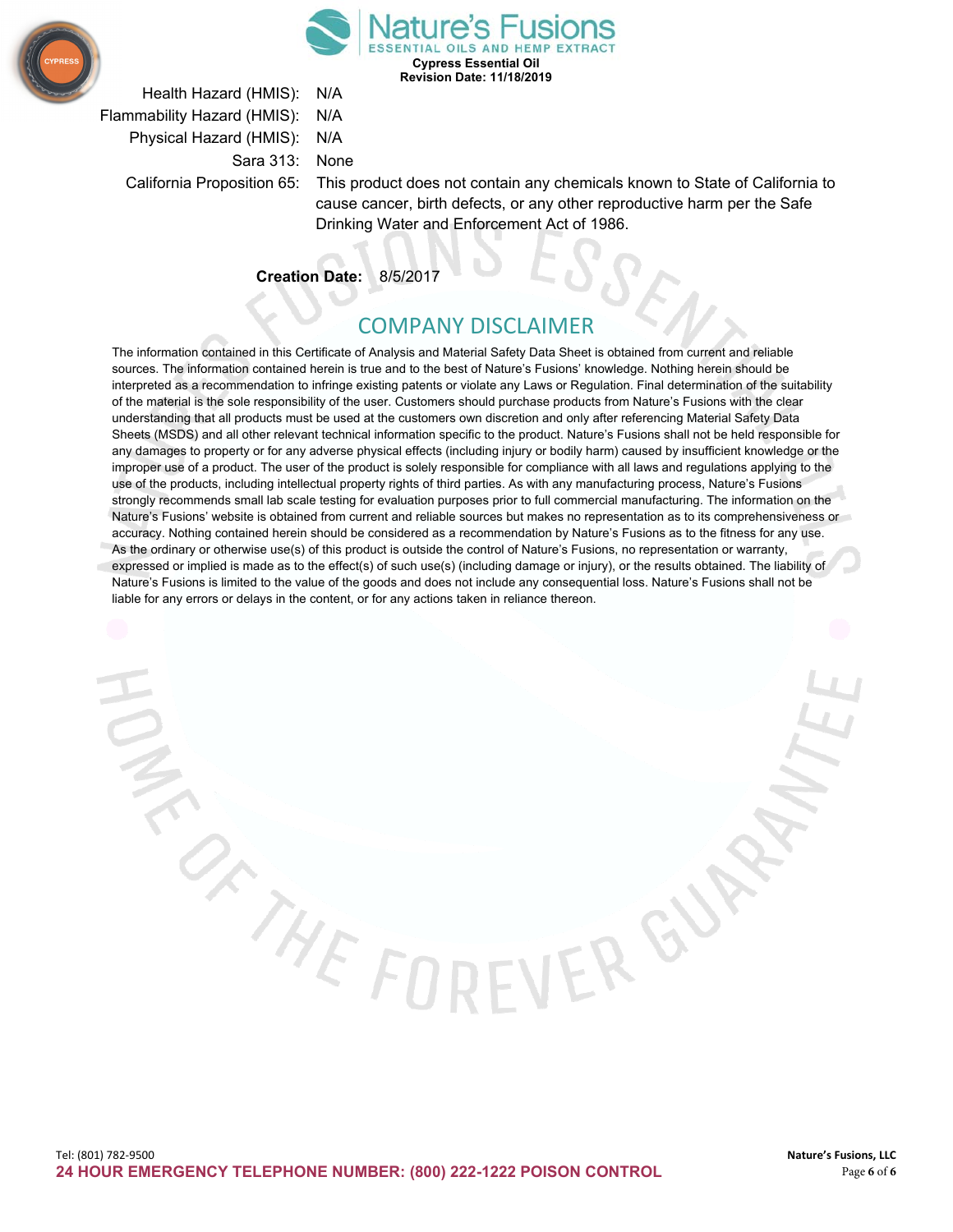| | |
|---|---|
| Health Hazard (HMIS): | N/A |
| Flammability Hazard (HMIS): | N/A |
| Physical Hazard (HMIS): | N/A |
| Sara 313: | None |
| California Proposition 65: | This product does not contain any chemicals known to State of California to cause cancer, birth defects, or any other reproductive harm per the Safe Drinking Water and Enforcement Act of 1986. |

**Creation Date:** 8/5/2017

## COMPANY DISCLAIMER

The information contained in this Certificate of Analysis and Material Safety Data Sheet is obtained from current and reliable sources. The information contained herein is true and to the best of Nature's Fusions' knowledge. Nothing herein should be interpreted as a recommendation to infringe existing patents or violate any Laws or Regulation. Final determination of the suitability of the material is the sole responsibility of the user. Customers should purchase products from Nature's Fusions with the clear understanding that all products must be used at the customers own discretion and only after referencing Material Safety Data Sheets (MSDS) and all other relevant technical information specific to the product. Nature's Fusions shall not be held responsible for any damages to property or for any adverse physical effects (including injury or bodily harm) caused by insufficient knowledge or the improper use of a product. The user of the product is solely responsible for compliance with all laws and regulations applying to the use of the products, including intellectual property rights of third parties. As with any manufacturing process, Nature's Fusions strongly recommends small lab scale testing for evaluation purposes prior to full commercial manufacturing. The information on the Nature's Fusions' website is obtained from current and reliable sources but makes no representation as to its comprehensiveness or accuracy. Nothing contained herein should be considered as a recommendation by Nature's Fusions as to the fitness for any use. As the ordinary or otherwise use(s) of this product is outside the control of Nature's Fusions, no representation or warranty, expressed or implied is made as to the effect(s) of such use(s) (including damage or injury), or the results obtained. The liability of Nature's Fusions is limited to the value of the goods and does not include any consequential loss. Nature's Fusions shall not be liable for any errors or delays in the content, or for any actions taken in reliance thereon.